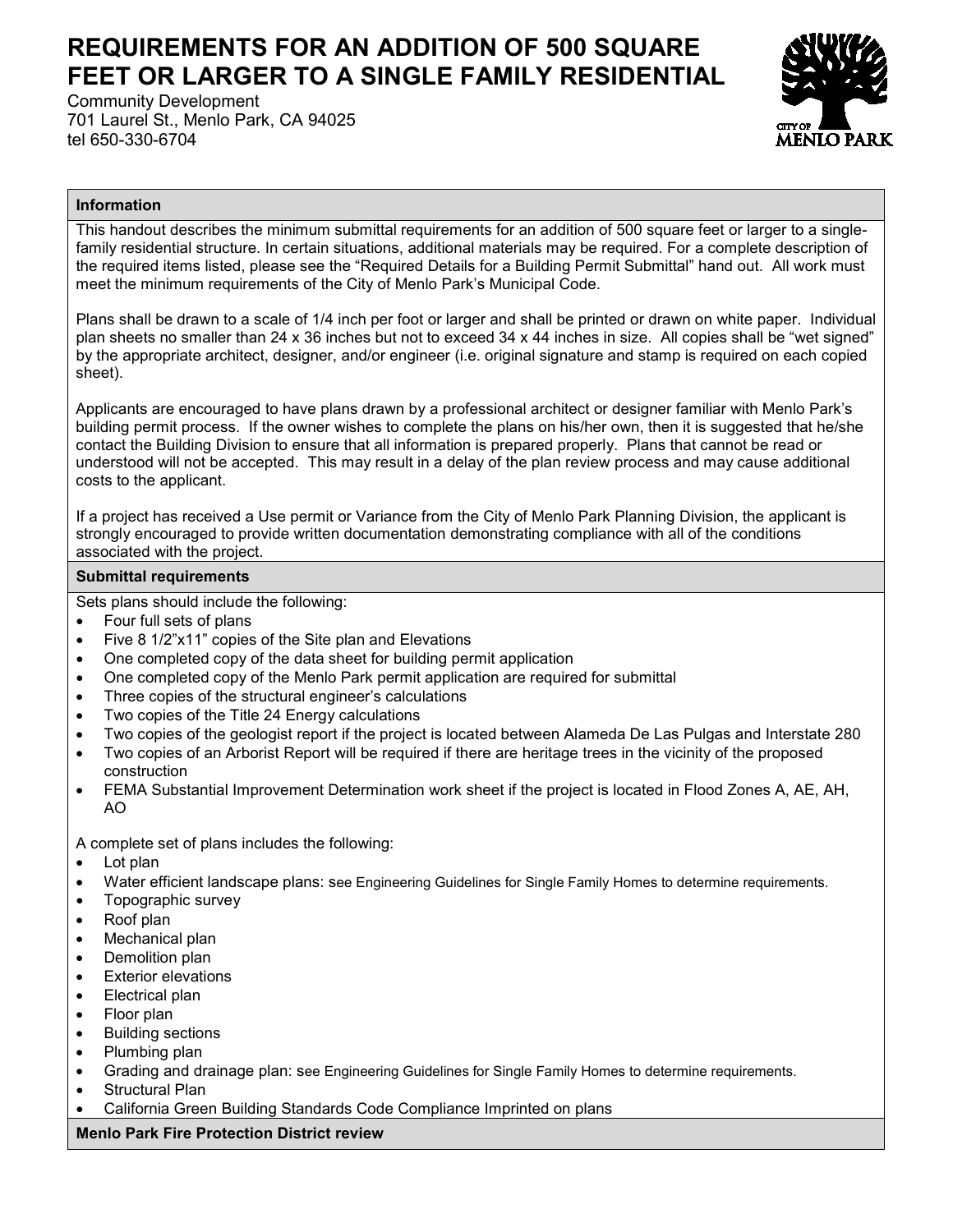# REQUIREMENTS FOR AN ADDITION OF 500 SQUARE FEET OR LARGER TO A SINGLE FAMILY RESIDENTIAL

Community Development
701 Laurel St., Menlo Park, CA 94025
tel 650-330-6704

## Information

This handout describes the minimum submittal requirements for an addition of 500 square feet or larger to a single-family residential structure. In certain situations, additional materials may be required. For a complete description of the required items listed, please see the "Required Details for a Building Permit Submittal" hand out. All work must meet the minimum requirements of the City of Menlo Park's Municipal Code.

Plans shall be drawn to a scale of 1/4 inch per foot or larger and shall be printed or drawn on white paper. Individual plan sheets no smaller than 24 x 36 inches but not to exceed 34 x 44 inches in size. All copies shall be "wet signed" by the appropriate architect, designer, and/or engineer (i.e. original signature and stamp is required on each copied sheet).

Applicants are encouraged to have plans drawn by a professional architect or designer familiar with Menlo Park's building permit process. If the owner wishes to complete the plans on his/her own, then it is suggested that he/she contact the Building Division to ensure that all information is prepared properly. Plans that cannot be read or understood will not be accepted. This may result in a delay of the plan review process and may cause additional costs to the applicant.

If a project has received a Use permit or Variance from the City of Menlo Park Planning Division, the applicant is strongly encouraged to provide written documentation demonstrating compliance with all of the conditions associated with the project.

## Submittal requirements

Sets plans should include the following:

- Four full sets of plans
- Five 8 1/2"x11" copies of the Site plan and Elevations
- One completed copy of the data sheet for building permit application
- One completed copy of the Menlo Park permit application are required for submittal
- Three copies of the structural engineer's calculations
- Two copies of the Title 24 Energy calculations
- Two copies of the geologist report if the project is located between Alameda De Las Pulgas and Interstate 280
- Two copies of an Arborist Report will be required if there are heritage trees in the vicinity of the proposed construction
- FEMA Substantial Improvement Determination work sheet if the project is located in Flood Zones A, AE, AH, AO

A complete set of plans includes the following:

- Lot plan
- Water efficient landscape plans: see Engineering Guidelines for Single Family Homes to determine requirements.
- Topographic survey
- Roof plan
- Mechanical plan
- Demolition plan
- Exterior elevations
- Electrical plan
- Floor plan
- Building sections
- Plumbing plan
- Grading and drainage plan: see Engineering Guidelines for Single Family Homes to determine requirements.
- Structural Plan
- California Green Building Standards Code Compliance Imprinted on plans

## Menlo Park Fire Protection District review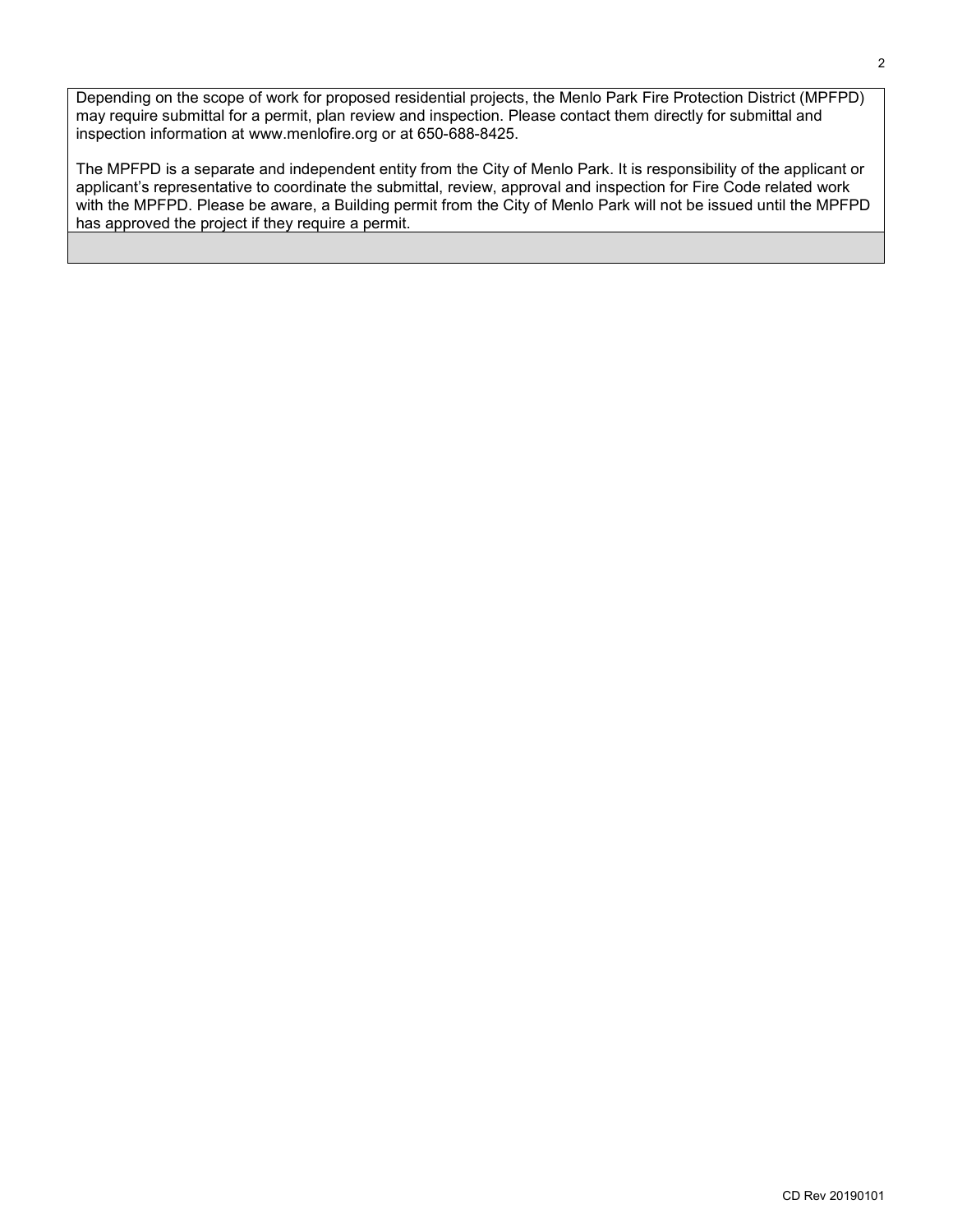Depending on the scope of work for proposed residential projects, the Menlo Park Fire Protection District (MPFPD) may require submittal for a permit, plan review and inspection. Please contact them directly for submittal and inspection information at www.menlofire.org or at 650-688-8425.

The MPFPD is a separate and independent entity from the City of Menlo Park. It is responsibility of the applicant or applicant's representative to coordinate the submittal, review, approval and inspection for Fire Code related work with the MPFPD. Please be aware, a Building permit from the City of Menlo Park will not be issued until the MPFPD has approved the project if they require a permit.

CD Rev 20190101